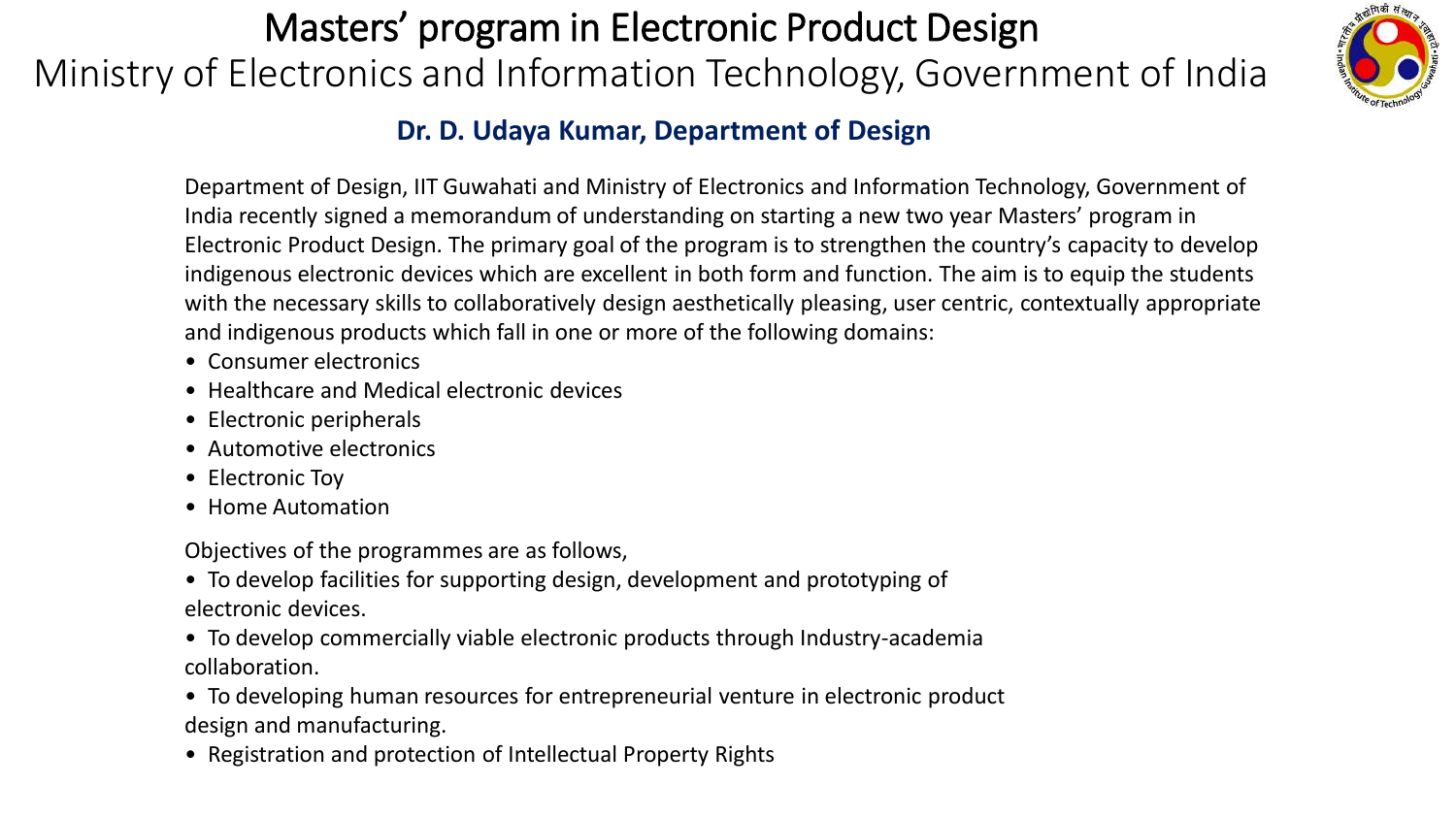# Masters' program in Electronic Product Design

## Ministry of Electronics and Information Technology, Government of India

### **Dr. D. Udaya Kumar, Department of Design**

Department of Design, IIT Guwahati and Ministry of Electronics and Information Technology, Government of India recently signed a memorandum of understanding on starting a new two year Masters' program in Electronic Product Design. The primary goal of the program is to strengthen the country's capacity to develop indigenous electronic devices which are excellent in both form and function. The aim is to equip the students with the necessary skills to collaboratively design aesthetically pleasing, user centric, contextually appropriate and indigenous products which fall in one or more of the following domains:

- Consumer electronics
- Healthcare and Medical electronic devices
- Electronic peripherals
- Automotive electronics
- Electronic Toy
- Home Automation

Objectives of the programmes are as follows,

- To develop facilities for supporting design, development and prototyping of electronic devices.
- To develop commercially viable electronic products through Industry-academia collaboration.
- To developing human resources for entrepreneurial venture in electronic product design and manufacturing.
- Registration and protection of Intellectual Property Rights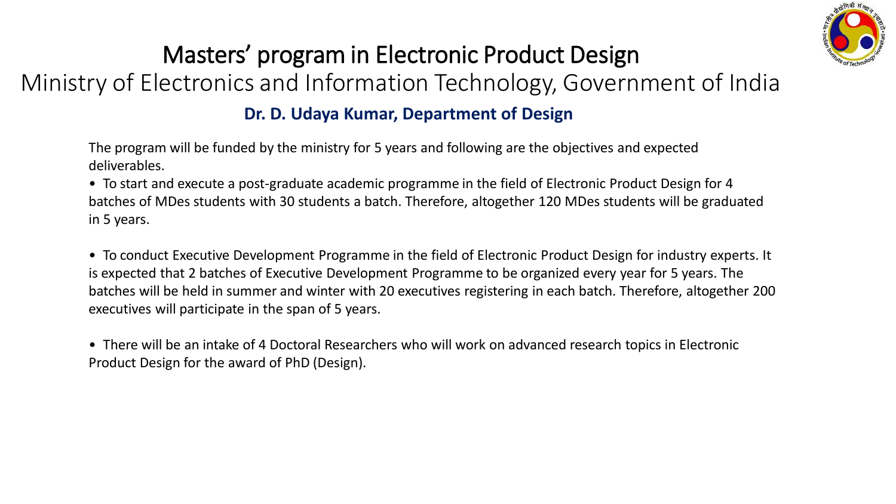# Masters' program in Electronic Product Design

## Ministry of Electronics and Information Technology, Government of India

**Dr. D. Udaya Kumar, Department of Design**

The program will be funded by the ministry for 5 years and following are the objectives and expected deliverables.

- To start and execute a post-graduate academic programme in the field of Electronic Product Design for 4 batches of MDes students with 30 students a batch. Therefore, altogether 120 MDes students will be graduated in 5 years.

- To conduct Executive Development Programme in the field of Electronic Product Design for industry experts. It is expected that 2 batches of Executive Development Programme to be organized every year for 5 years. The batches will be held in summer and winter with 20 executives registering in each batch. Therefore, altogether 200 executives will participate in the span of 5 years.

- There will be an intake of 4 Doctoral Researchers who will work on advanced research topics in Electronic Product Design for the award of PhD (Design).